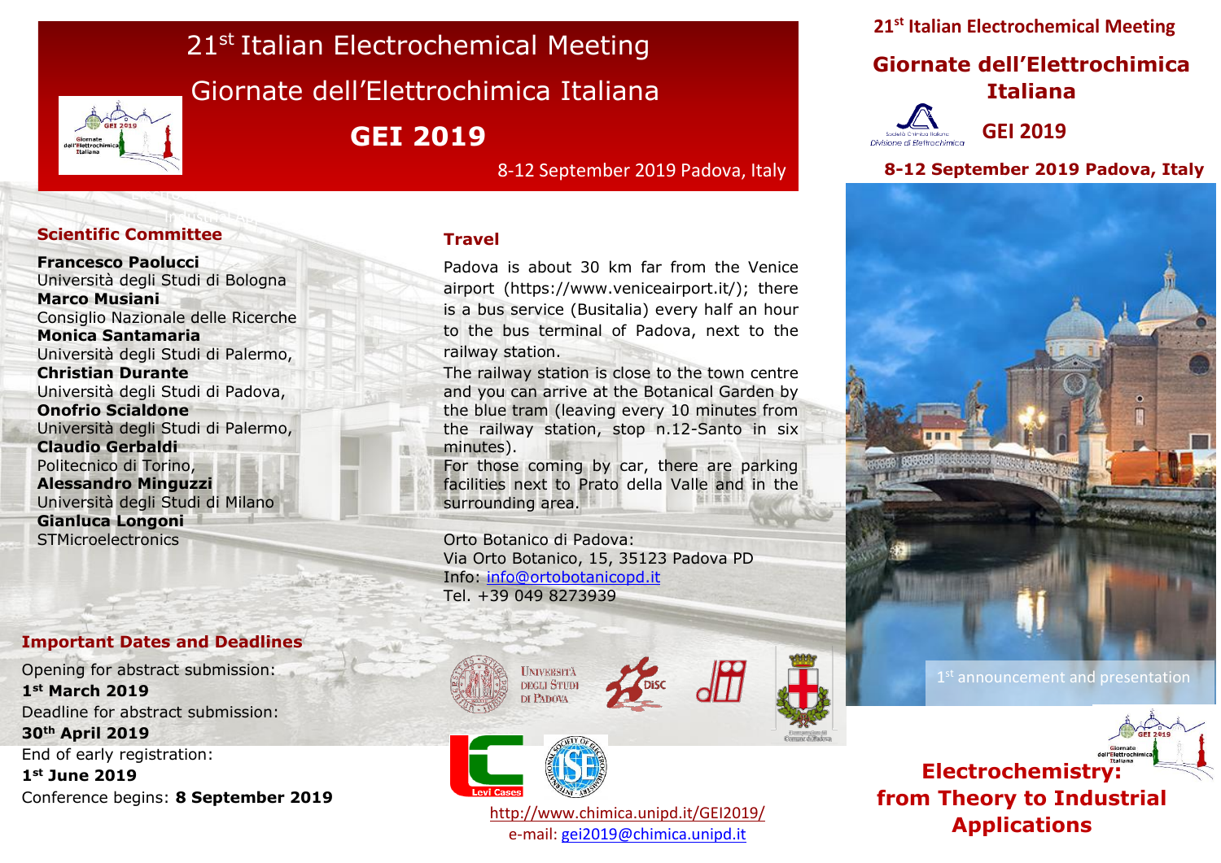# 21st Italian Electrochemical Meeting

# Giornate dell'Elettrochimica Italiana

# GEI 2019

8-12 September 2019 Padova, Italy

## Scientific Committee

**Francesco Paolucci**
Università degli Studi di Bologna
**Marco Musiani**
Consiglio Nazionale delle Ricerche
**Monica Santamaria**
Università degli Studi di Palermo,
**Christian Durante**
Università degli Studi di Padova,
**Onofrio Scialdone**
Università degli Studi di Palermo,
**Claudio Gerbaldi**
Politecnico di Torino,
**Alessandro Minguzzi**
Università degli Studi di Milano
**Gianluca Longoni**
STMicroelectronics

## Important Dates and Deadlines

Opening for abstract submission:
**1st March 2019**
Deadline for abstract submission:
**30th April 2019**
End of early registration:
**1st June 2019**
Conference begins: **8 September 2019**

## Travel

Padova is about 30 km far from the Venice airport (https://www.veniceairport.it/); there is a bus service (Busitalia) every half an hour to the bus terminal of Padova, next to the railway station.

The railway station is close to the town centre and you can arrive at the Botanical Garden by the blue tram (leaving every 10 minutes from the railway station, stop n.12-Santo in six minutes).

For those coming by car, there are parking facilities next to Prato della Valle and in the surrounding area.

Orto Botanico di Padova:
Via Orto Botanico, 15, 35123 Padova PD
Info: info@ortobotanicopd.it
Tel. +39 049 8273939

Università degli Studi di Padova

Levi Cases

http://www.chimica.unipd.it/GEI2019/
e-mail: gei2019@chimica.unipd.it

# 21st Italian Electrochemical Meeting

# Giornate dell'Elettrochimica Italiana

Società Chimica Italiana
Divisione di Elettrochimica

# GEI 2019

**8-12 September 2019 Padova, Italy**

1st announcement and presentation

## Electrochemistry: from Theory to Industrial Applications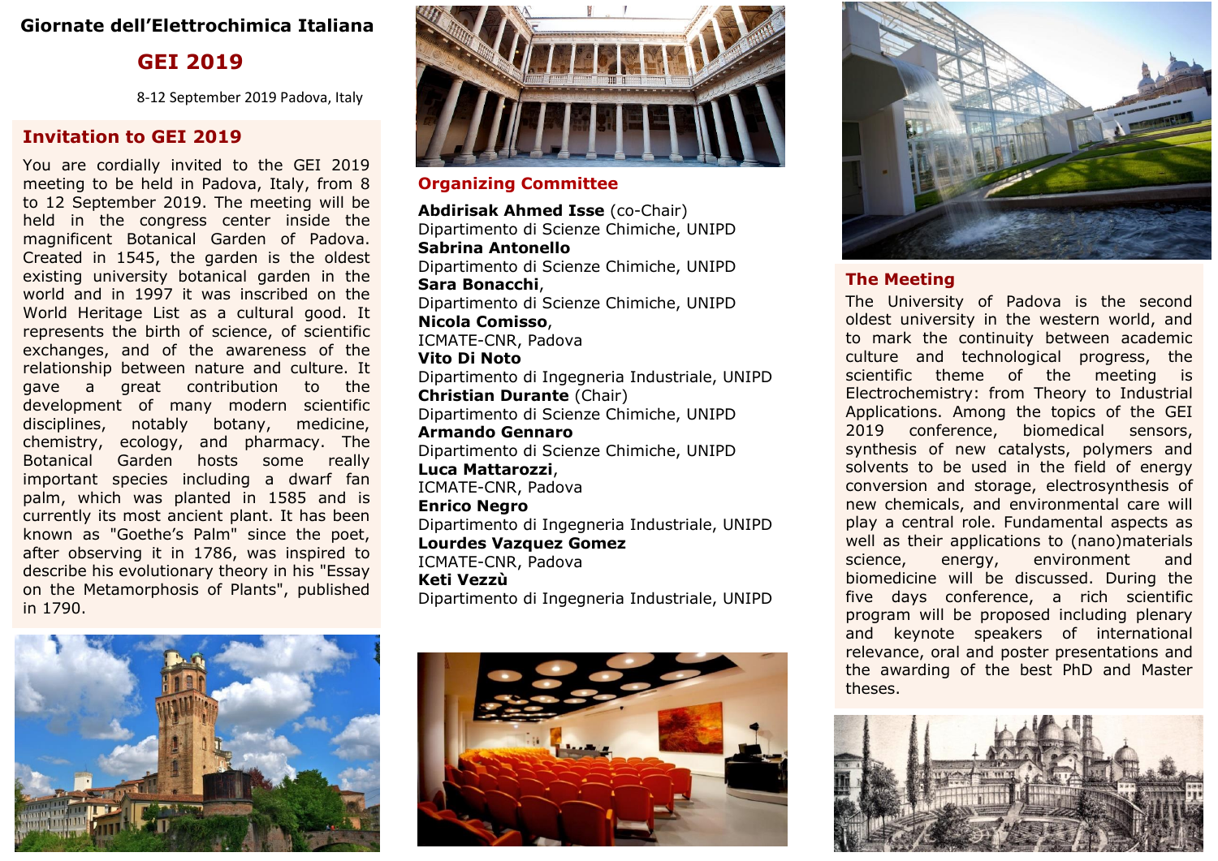**Giornate dell'Elettrochimica Italiana**

# GEI 2019

8-12 September 2019 Padova, Italy

## Invitation to GEI 2019

You are cordially invited to the GEI 2019 meeting to be held in Padova, Italy, from 8 to 12 September 2019. The meeting will be held in the congress center inside the magnificent Botanical Garden of Padova. Created in 1545, the garden is the oldest existing university botanical garden in the world and in 1997 it was inscribed on the World Heritage List as a cultural good. It represents the birth of science, of scientific exchanges, and of the awareness of the relationship between nature and culture. It gave a great contribution to the development of many modern scientific disciplines, notably botany, medicine, chemistry, ecology, and pharmacy. The Botanical Garden hosts some really important species including a dwarf fan palm, which was planted in 1585 and is currently its most ancient plant. It has been known as "Goethe's Palm" since the poet, after observing it in 1786, was inspired to describe his evolutionary theory in his "Essay on the Metamorphosis of Plants", published in 1790.

## Organizing Committee

**Abdirisak Ahmed Isse** (co-Chair)
Dipartimento di Scienze Chimiche, UNIPD
**Sabrina Antonello**
Dipartimento di Scienze Chimiche, UNIPD
**Sara Bonacchi**,
Dipartimento di Scienze Chimiche, UNIPD
**Nicola Comisso**,
ICMATE-CNR, Padova
**Vito Di Noto**
Dipartimento di Ingegneria Industriale, UNIPD
**Christian Durante** (Chair)
Dipartimento di Scienze Chimiche, UNIPD
**Armando Gennaro**
Dipartimento di Scienze Chimiche, UNIPD
**Luca Mattarozzi**,
ICMATE-CNR, Padova
**Enrico Negro**
Dipartimento di Ingegneria Industriale, UNIPD
**Lourdes Vazquez Gomez**
ICMATE-CNR, Padova
**Keti Vezzù**
Dipartimento di Ingegneria Industriale, UNIPD

## The Meeting

The University of Padova is the second oldest university in the western world, and to mark the continuity between academic culture and technological progress, the scientific theme of the meeting is Electrochemistry: from Theory to Industrial Applications. Among the topics of the GEI 2019 conference, biomedical sensors, synthesis of new catalysts, polymers and solvents to be used in the field of energy conversion and storage, electrosynthesis of new chemicals, and environmental care will play a central role. Fundamental aspects as well as their applications to (nano)materials science, energy, environment and biomedicine will be discussed. During the five days conference, a rich scientific program will be proposed including plenary and keynote speakers of international relevance, oral and poster presentations and the awarding of the best PhD and Master theses.